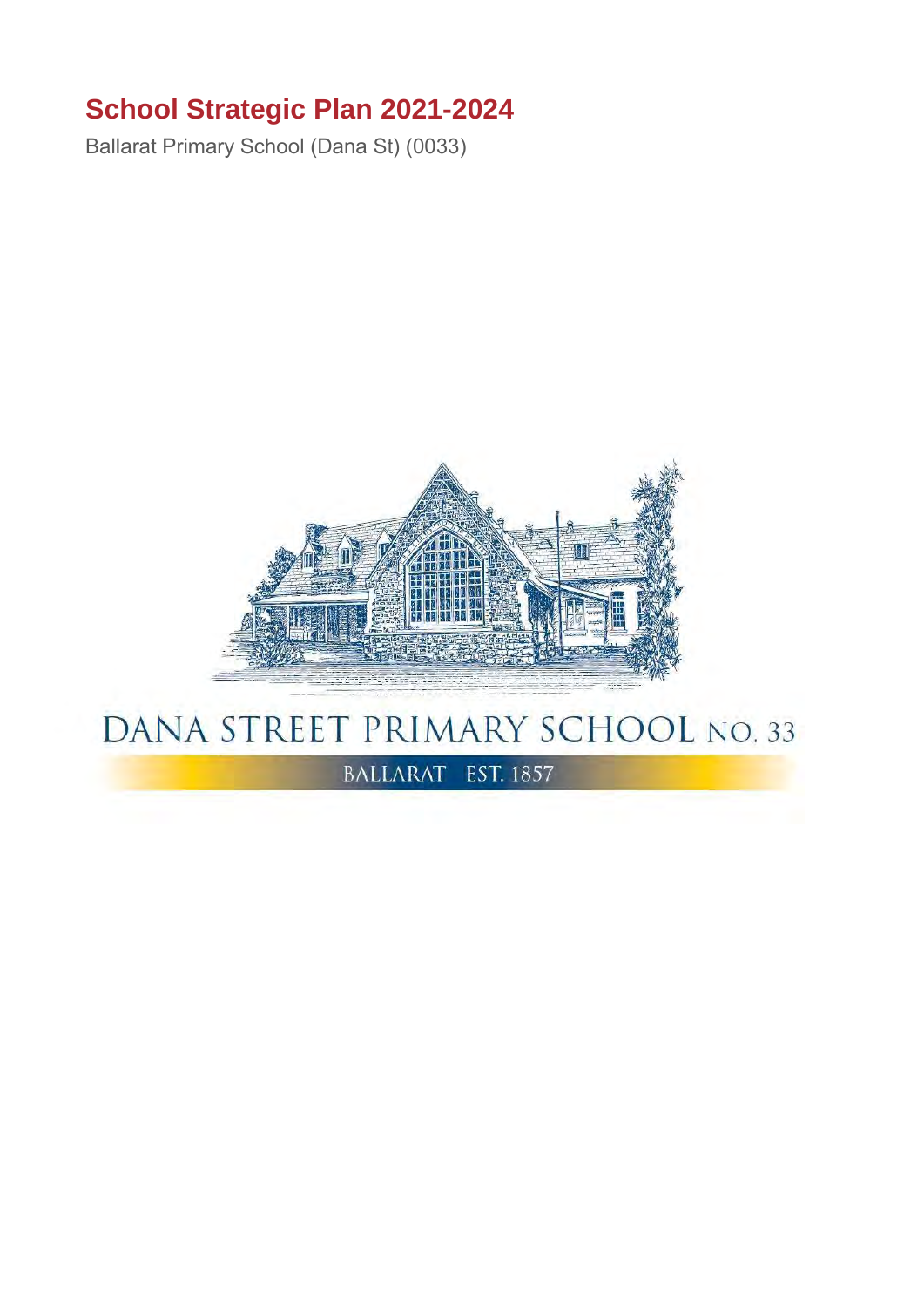# School Strategic Plan 2021-2024

Ballarat Primary School (Dana St) (0033)

DANA STREET PRIMARY SCHOOL NO. 33

BALLARAT EST. 1857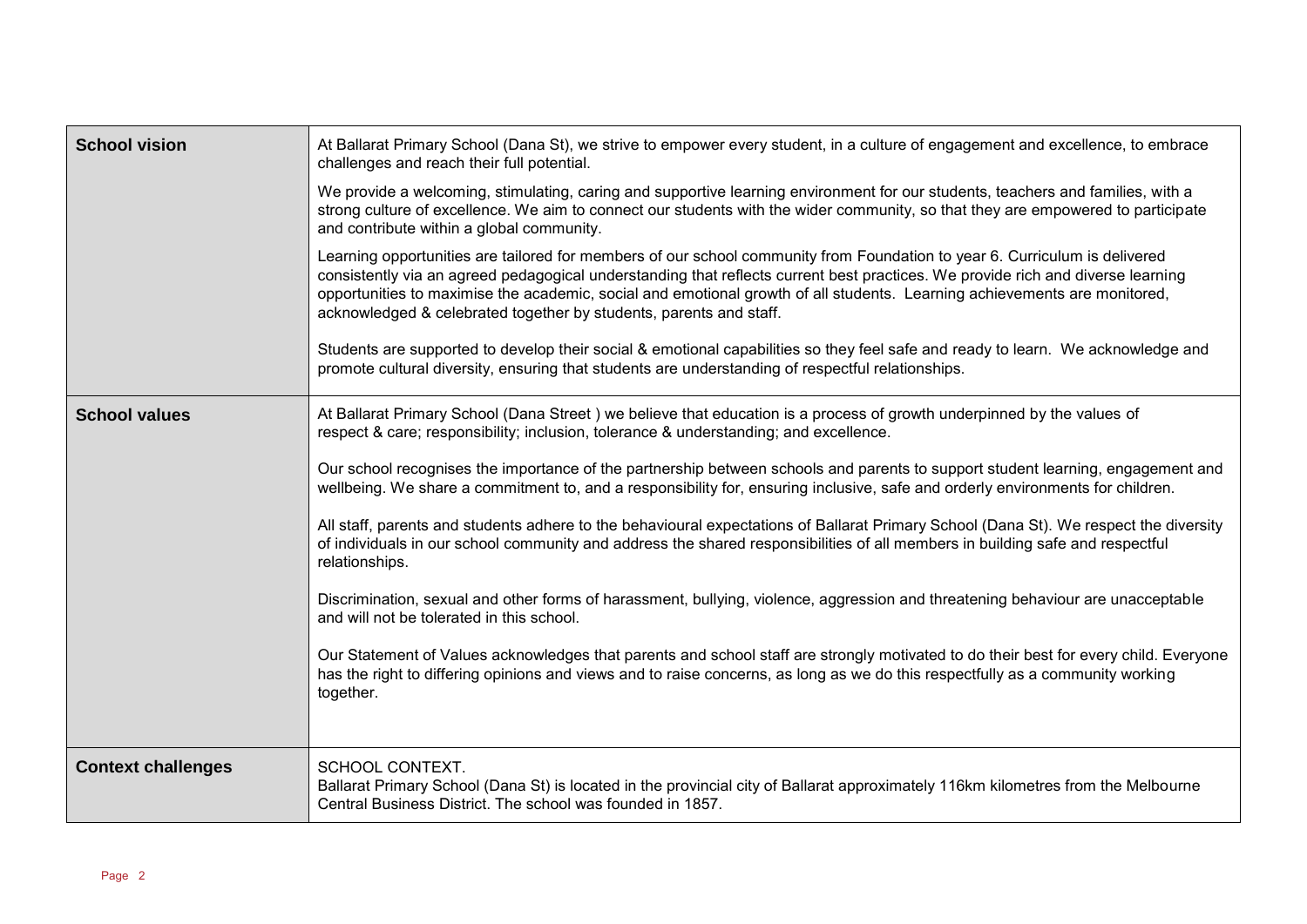| | |
|---|---|
| **School vision** | At Ballarat Primary School (Dana St), we strive to empower every student, in a culture of engagement and excellence, to embrace challenges and reach their full potential.<br><br>We provide a welcoming, stimulating, caring and supportive learning environment for our students, teachers and families, with a strong culture of excellence. We aim to connect our students with the wider community, so that they are empowered to participate and contribute within a global community.<br><br>Learning opportunities are tailored for members of our school community from Foundation to year 6. Curriculum is delivered consistently via an agreed pedagogical understanding that reflects current best practices. We provide rich and diverse learning opportunities to maximise the academic, social and emotional growth of all students. Learning achievements are monitored, acknowledged & celebrated together by students, parents and staff.<br><br>Students are supported to develop their social & emotional capabilities so they feel safe and ready to learn. We acknowledge and promote cultural diversity, ensuring that students are understanding of respectful relationships. |
| **School values** | At Ballarat Primary School (Dana Street ) we believe that education is a process of growth underpinned by the values of respect & care; responsibility; inclusion, tolerance & understanding; and excellence.<br><br>Our school recognises the importance of the partnership between schools and parents to support student learning, engagement and wellbeing. We share a commitment to, and a responsibility for, ensuring inclusive, safe and orderly environments for children.<br><br>All staff, parents and students adhere to the behavioural expectations of Ballarat Primary School (Dana St). We respect the diversity of individuals in our school community and address the shared responsibilities of all members in building safe and respectful relationships.<br><br>Discrimination, sexual and other forms of harassment, bullying, violence, aggression and threatening behaviour are unacceptable and will not be tolerated in this school.<br><br>Our Statement of Values acknowledges that parents and school staff are strongly motivated to do their best for every child. Everyone has the right to differing opinions and views and to raise concerns, as long as we do this respectfully as a community working together. |
| **Context challenges** | SCHOOL CONTEXT.<br>Ballarat Primary School (Dana St) is located in the provincial city of Ballarat approximately 116km kilometres from the Melbourne Central Business District. The school was founded in 1857. |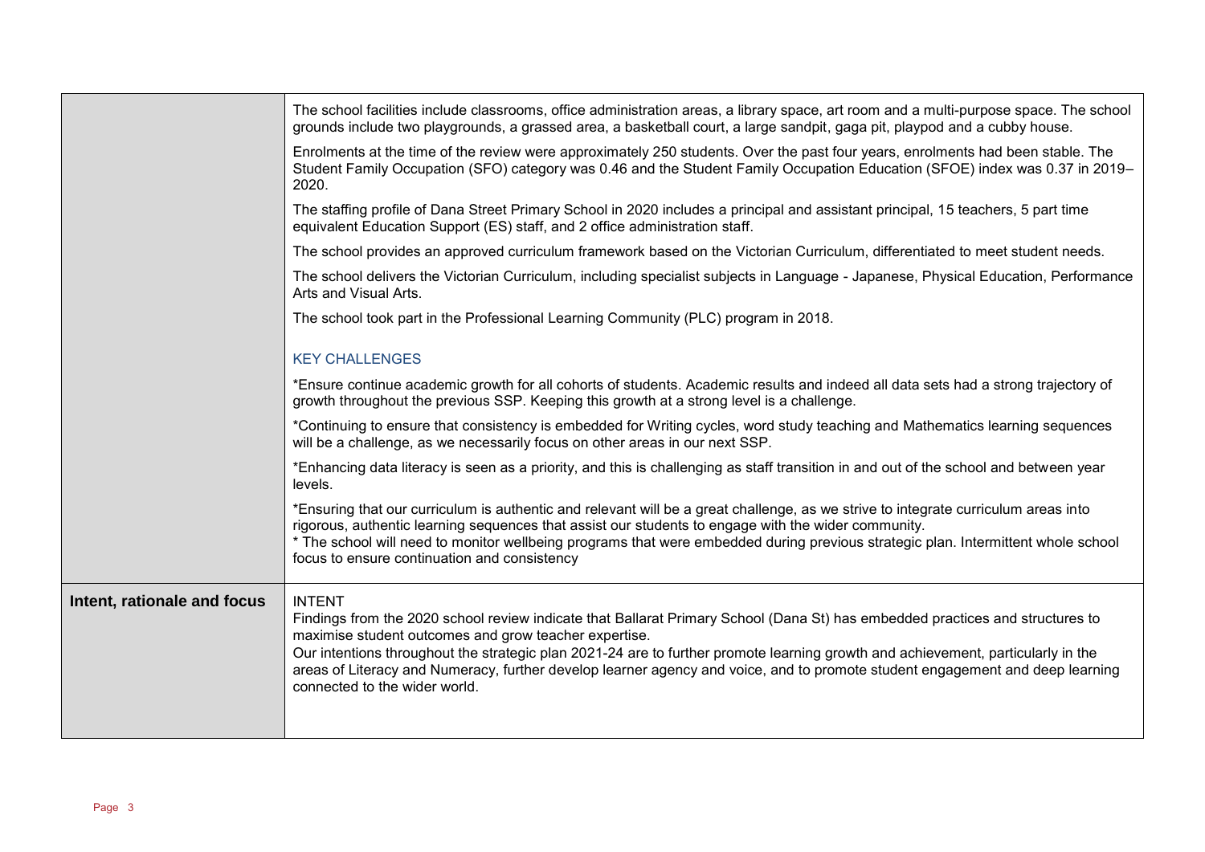| | |
|---|---|
| | The school facilities include classrooms, office administration areas, a library space, art room and a multi-purpose space. The school grounds include two playgrounds, a grassed area, a basketball court, a large sandpit, gaga pit, playpod and a cubby house.<br><br>Enrolments at the time of the review were approximately 250 students. Over the past four years, enrolments had been stable. The Student Family Occupation (SFO) category was 0.46 and the Student Family Occupation Education (SFOE) index was 0.37 in 2019–2020.<br><br>The staffing profile of Dana Street Primary School in 2020 includes a principal and assistant principal, 15 teachers, 5 part time equivalent Education Support (ES) staff, and 2 office administration staff.<br><br>The school provides an approved curriculum framework based on the Victorian Curriculum, differentiated to meet student needs.<br><br>The school delivers the Victorian Curriculum, including specialist subjects in Language - Japanese, Physical Education, Performance Arts and Visual Arts.<br><br>The school took part in the Professional Learning Community (PLC) program in 2018.<br><br>KEY CHALLENGES<br><br>*Ensure continue academic growth for all cohorts of students. Academic results and indeed all data sets had a strong trajectory of growth throughout the previous SSP. Keeping this growth at a strong level is a challenge.<br><br>*Continuing to ensure that consistency is embedded for Writing cycles, word study teaching and Mathematics learning sequences will be a challenge, as we necessarily focus on other areas in our next SSP.<br><br>*Enhancing data literacy is seen as a priority, and this is challenging as staff transition in and out of the school and between year levels.<br><br>*Ensuring that our curriculum is authentic and relevant will be a great challenge, as we strive to integrate curriculum areas into rigorous, authentic learning sequences that assist our students to engage with the wider community.<br>* The school will need to monitor wellbeing programs that were embedded during previous strategic plan. Intermittent whole school focus to ensure continuation and consistency |
| **Intent, rationale and focus** | INTENT<br>Findings from the 2020 school review indicate that Ballarat Primary School (Dana St) has embedded practices and structures to maximise student outcomes and grow teacher expertise.<br>Our intentions throughout the strategic plan 2021-24 are to further promote learning growth and achievement, particularly in the areas of Literacy and Numeracy, further develop learner agency and voice, and to promote student engagement and deep learning connected to the wider world. |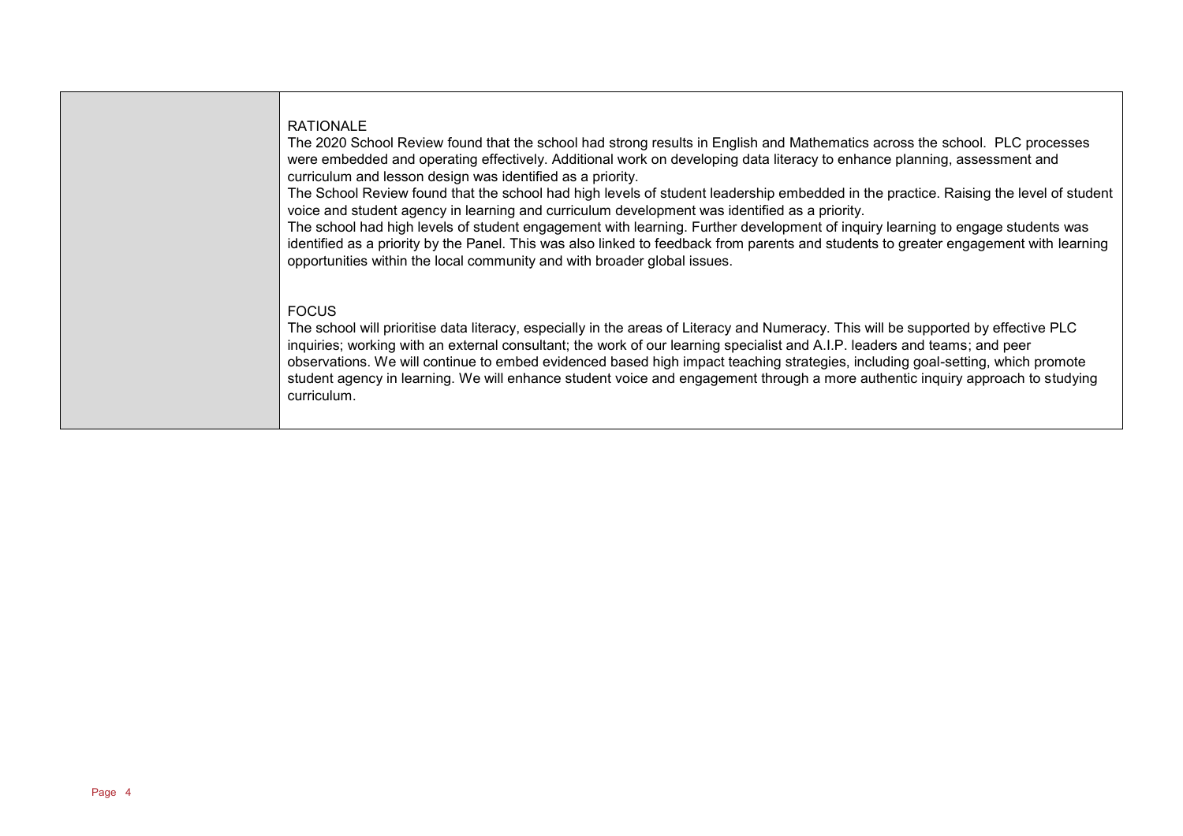| | |
|---|---|
| | RATIONALE<br>The 2020 School Review found that the school had strong results in English and Mathematics across the school. PLC processes were embedded and operating effectively. Additional work on developing data literacy to enhance planning, assessment and curriculum and lesson design was identified as a priority.<br>The School Review found that the school had high levels of student leadership embedded in the practice. Raising the level of student voice and student agency in learning and curriculum development was identified as a priority.<br>The school had high levels of student engagement with learning. Further development of inquiry learning to engage students was identified as a priority by the Panel. This was also linked to feedback from parents and students to greater engagement with learning opportunities within the local community and with broader global issues.<br><br>FOCUS<br>The school will prioritise data literacy, especially in the areas of Literacy and Numeracy. This will be supported by effective PLC inquiries; working with an external consultant; the work of our learning specialist and A.I.P. leaders and teams; and peer observations. We will continue to embed evidenced based high impact teaching strategies, including goal-setting, which promote student agency in learning. We will enhance student voice and engagement through a more authentic inquiry approach to studying curriculum. |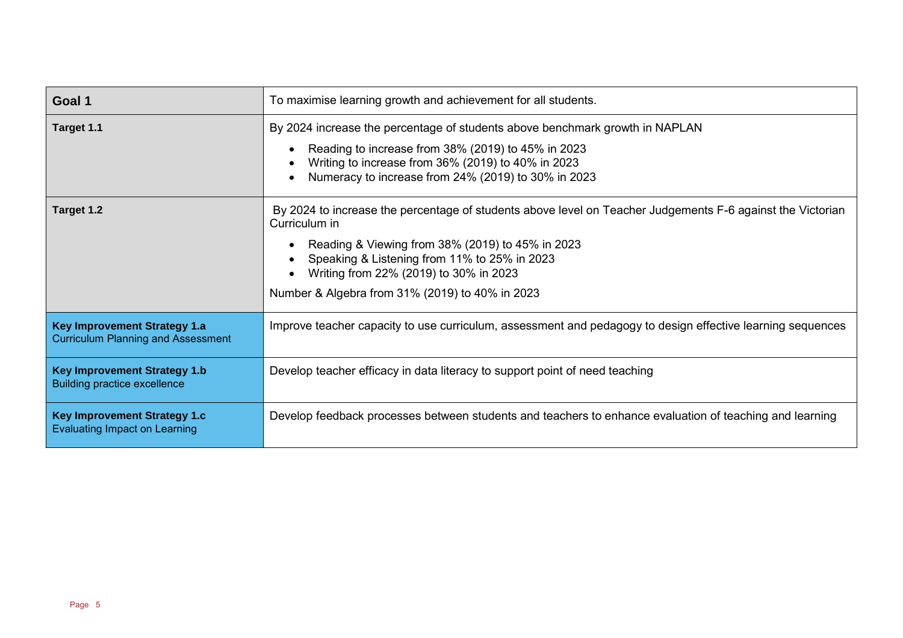| **Goal 1** | To maximise learning growth and achievement for all students. |
|---|---|
| **Target 1.1** | By 2024 increase the percentage of students above benchmark growth in NAPLAN<br><br>• Reading to increase from 38% (2019) to 45% in 2023<br>• Writing to increase from 36% (2019) to 40% in 2023<br>• Numeracy to increase from 24% (2019) to 30% in 2023 |
| **Target 1.2** | By 2024 to increase the percentage of students above level on Teacher Judgements F-6 against the Victorian Curriculum in<br><br>• Reading & Viewing from 38% (2019) to 45% in 2023<br>• Speaking & Listening from 11% to 25% in 2023<br>• Writing from 22% (2019) to 30% in 2023<br><br>Number & Algebra from 31% (2019) to 40% in 2023 |
| **Key Improvement Strategy 1.a**<br>Curriculum Planning and Assessment | Improve teacher capacity to use curriculum, assessment and pedagogy to design effective learning sequences |
| **Key Improvement Strategy 1.b**<br>Building practice excellence | Develop teacher efficacy in data literacy to support point of need teaching |
| **Key Improvement Strategy 1.c**<br>Evaluating Impact on Learning | Develop feedback processes between students and teachers to enhance evaluation of teaching and learning |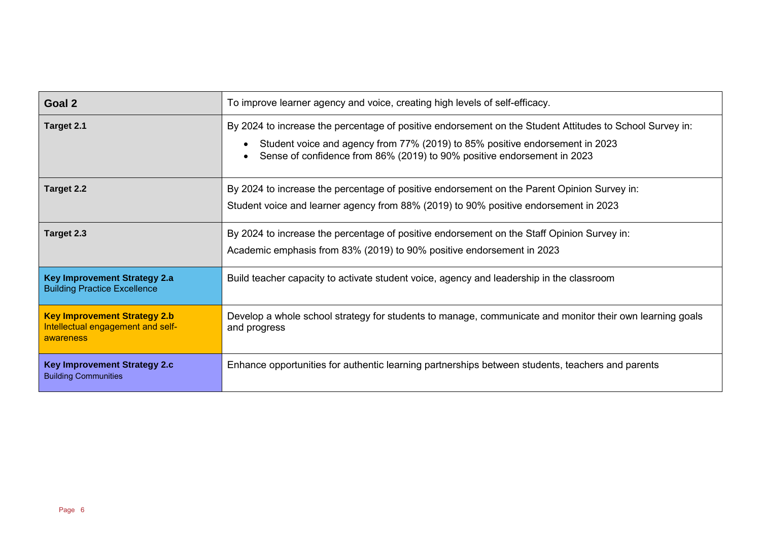| **Goal 2** | To improve learner agency and voice, creating high levels of self-efficacy. |
|---|---|
| **Target 2.1** | By 2024 to increase the percentage of positive endorsement on the Student Attitudes to School Survey in:<br>• Student voice and agency from 77% (2019) to 85% positive endorsement in 2023<br>• Sense of confidence from 86% (2019) to 90% positive endorsement in 2023 |
| **Target 2.2** | By 2024 to increase the percentage of positive endorsement on the Parent Opinion Survey in:<br>Student voice and learner agency from 88% (2019) to 90% positive endorsement in 2023 |
| **Target 2.3** | By 2024 to increase the percentage of positive endorsement on the Staff Opinion Survey in:<br>Academic emphasis from 83% (2019) to 90% positive endorsement in 2023 |
| **Key Improvement Strategy 2.a**<br>Building Practice Excellence | Build teacher capacity to activate student voice, agency and leadership in the classroom |
| **Key Improvement Strategy 2.b**<br>Intellectual engagement and self-awareness | Develop a whole school strategy for students to manage, communicate and monitor their own learning goals and progress |
| **Key Improvement Strategy 2.c**<br>Building Communities | Enhance opportunities for authentic learning partnerships between students, teachers and parents |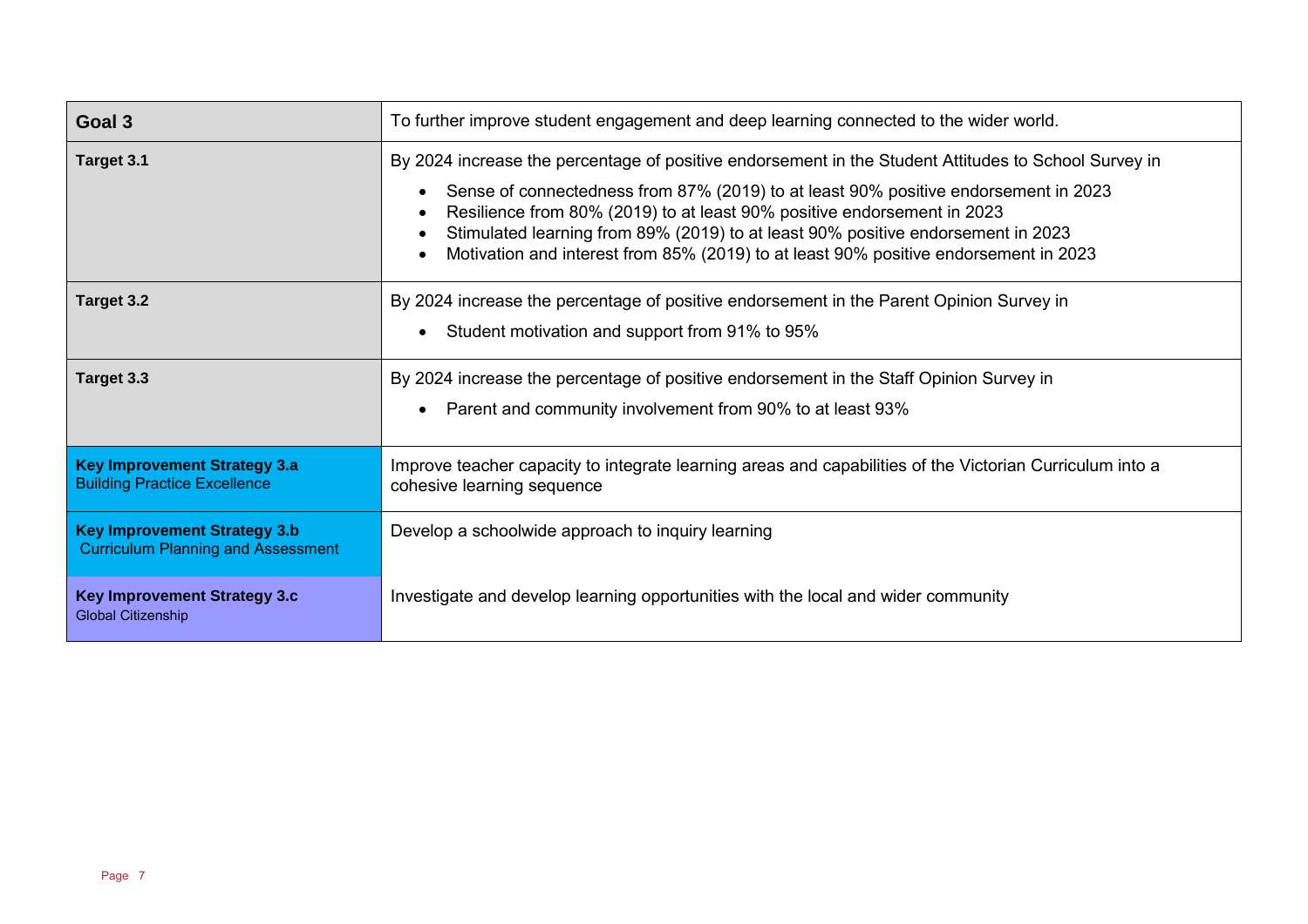| | |
|---|---|
| **Goal 3** | To further improve student engagement and deep learning connected to the wider world. |
| **Target 3.1** | By 2024 increase the percentage of positive endorsement in the Student Attitudes to School Survey in<br>• Sense of connectedness from 87% (2019) to at least 90% positive endorsement in 2023<br>• Resilience from 80% (2019) to at least 90% positive endorsement in 2023<br>• Stimulated learning from 89% (2019) to at least 90% positive endorsement in 2023<br>• Motivation and interest from 85% (2019) to at least 90% positive endorsement in 2023 |
| **Target 3.2** | By 2024 increase the percentage of positive endorsement in the Parent Opinion Survey in<br>• Student motivation and support from 91% to 95% |
| **Target 3.3** | By 2024 increase the percentage of positive endorsement in the Staff Opinion Survey in<br>• Parent and community involvement from 90% to at least 93% |
| **Key Improvement Strategy 3.a**<br>Building Practice Excellence | Improve teacher capacity to integrate learning areas and capabilities of the Victorian Curriculum into a cohesive learning sequence |
| **Key Improvement Strategy 3.b**<br>Curriculum Planning and Assessment | Develop a schoolwide approach to inquiry learning |
| **Key Improvement Strategy 3.c**<br>Global Citizenship | Investigate and develop learning opportunities with the local and wider community |